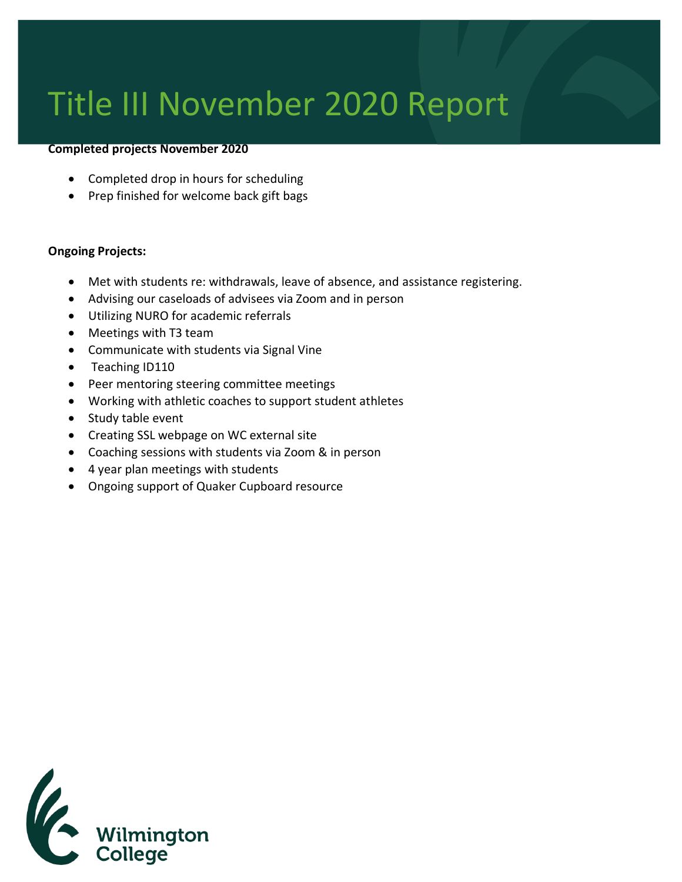# Title III November 2020 Report

**Completed projects November 2020**

- Completed drop in hours for scheduling
- Prep finished for welcome back gift bags

**Ongoing Projects:**

- Met with students re: withdrawals, leave of absence, and assistance registering.
- Advising our caseloads of advisees via Zoom and in person
- Utilizing NURO for academic referrals
- Meetings with T3 team
- Communicate with students via Signal Vine
- Teaching ID110
- Peer mentoring steering committee meetings
- Working with athletic coaches to support student athletes
- Study table event
- Creating SSL webpage on WC external site
- Coaching sessions with students via Zoom & in person
- 4 year plan meetings with students
- Ongoing support of Quaker Cupboard resource

Wilmington College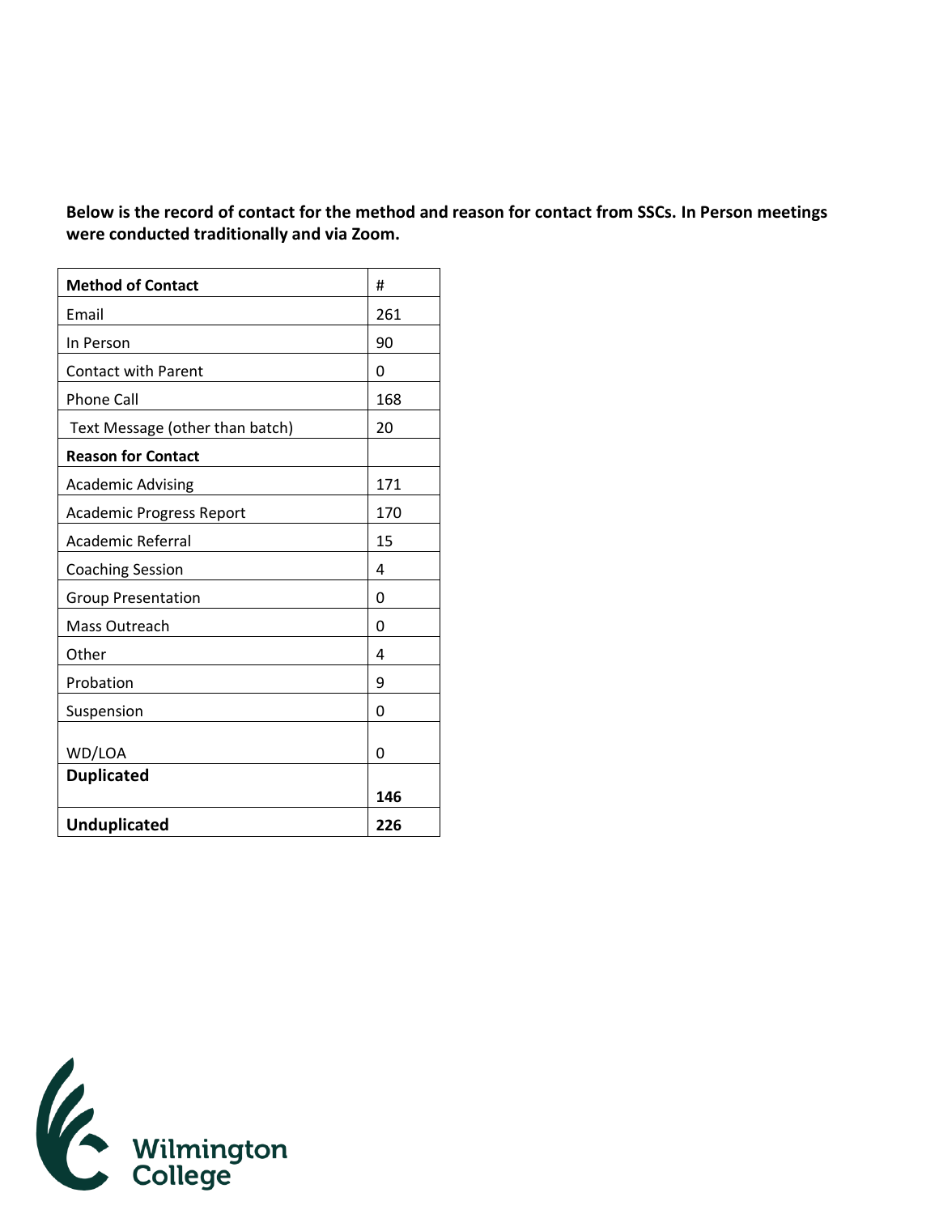**Below is the record of contact for the method and reason for contact from SSCs. In Person meetings were conducted traditionally and via Zoom.**

| **Method of Contact** | # |
|---|---|
| Email | 261 |
| In Person | 90 |
| Contact with Parent | 0 |
| Phone Call | 168 |
| Text Message (other than batch) | 20 |
| **Reason for Contact** | |
| Academic Advising | 171 |
| Academic Progress Report | 170 |
| Academic Referral | 15 |
| Coaching Session | 4 |
| Group Presentation | 0 |
| Mass Outreach | 0 |
| Other | 4 |
| Probation | 9 |
| Suspension | 0 |
| WD/LOA | 0 |
| **Duplicated** | **146** |
| **Unduplicated** | **226** |

Wilmington College